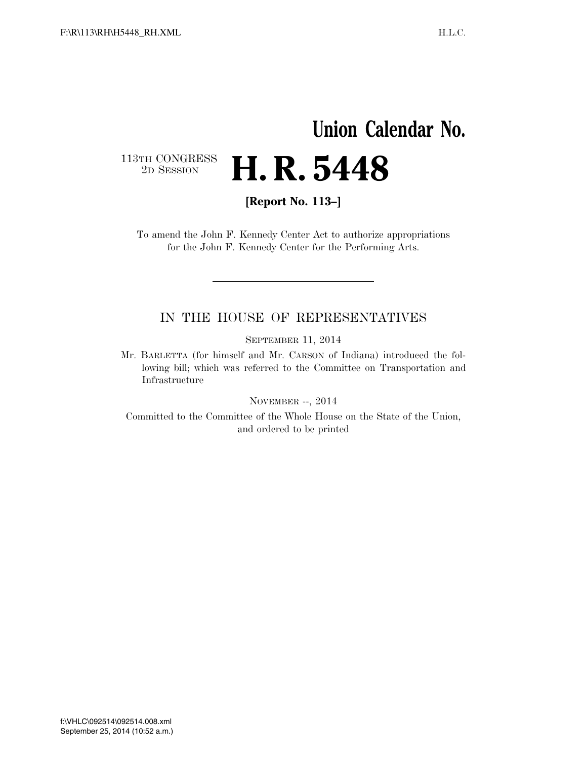# Union Calendar No.

113TH CONGRESS
2D SESSION

# H. R. 5448

**[Report No. 113–]**

To amend the John F. Kennedy Center Act to authorize appropriations for the John F. Kennedy Center for the Performing Arts.

---

## IN THE HOUSE OF REPRESENTATIVES

SEPTEMBER 11, 2014

Mr. BARLETTA (for himself and Mr. CARSON of Indiana) introduced the following bill; which was referred to the Committee on Transportation and Infrastructure

NOVEMBER --, 2014

Committed to the Committee of the Whole House on the State of the Union, and ordered to be printed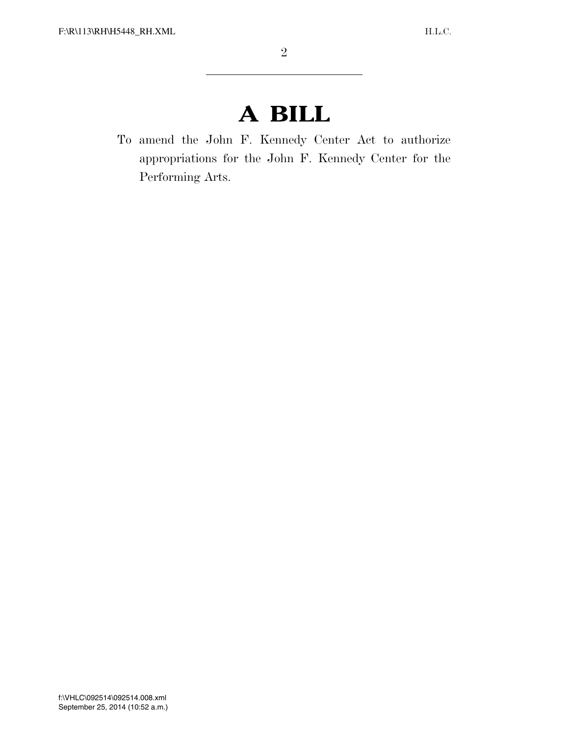# A BILL

To amend the John F. Kennedy Center Act to authorize appropriations for the John F. Kennedy Center for the Performing Arts.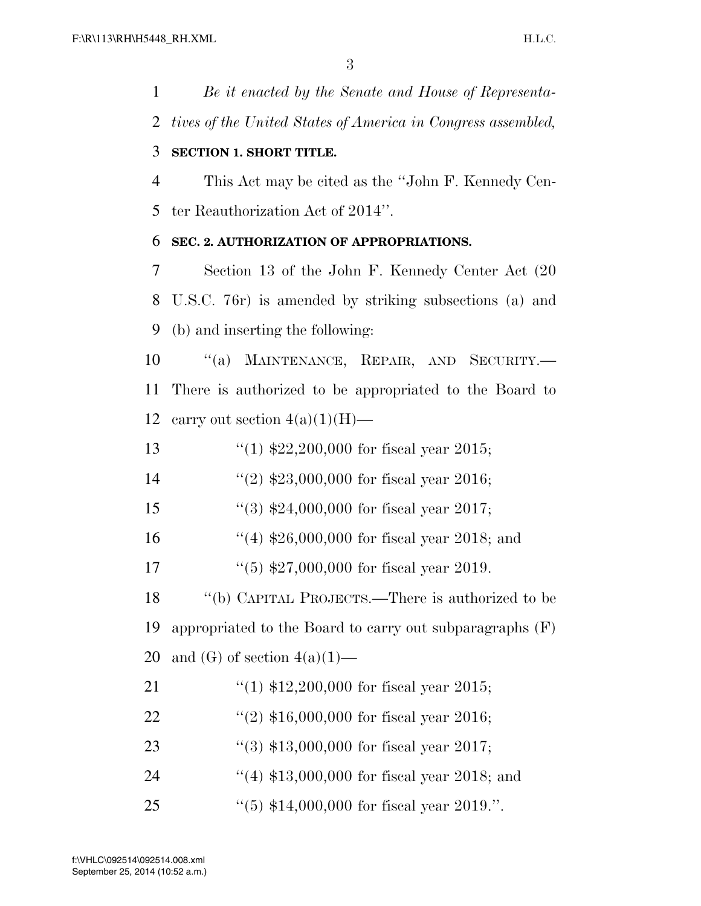*Be it enacted by the Senate and House of Representatives of the United States of America in Congress assembled,*

**SECTION 1. SHORT TITLE.**

This Act may be cited as the ''John F. Kennedy Center Reauthorization Act of 2014''.

**SEC. 2. AUTHORIZATION OF APPROPRIATIONS.**

Section 13 of the John F. Kennedy Center Act (20 U.S.C. 76r) is amended by striking subsections (a) and (b) and inserting the following:

''(a) MAINTENANCE, REPAIR, AND SECURITY.—There is authorized to be appropriated to the Board to carry out section 4(a)(1)(H)—

''(1) $22,200,000 for fiscal year 2015;

''(2) $23,000,000 for fiscal year 2016;

''(3) $24,000,000 for fiscal year 2017;

''(4) $26,000,000 for fiscal year 2018; and

''(5) $27,000,000 for fiscal year 2019.

''(b) CAPITAL PROJECTS.—There is authorized to be appropriated to the Board to carry out subparagraphs (F) and (G) of section 4(a)(1)—

''(1) $12,200,000 for fiscal year 2015;

''(2) $16,000,000 for fiscal year 2016;

''(3) $13,000,000 for fiscal year 2017;

''(4) $13,000,000 for fiscal year 2018; and

''(5) $14,000,000 for fiscal year 2019.''.